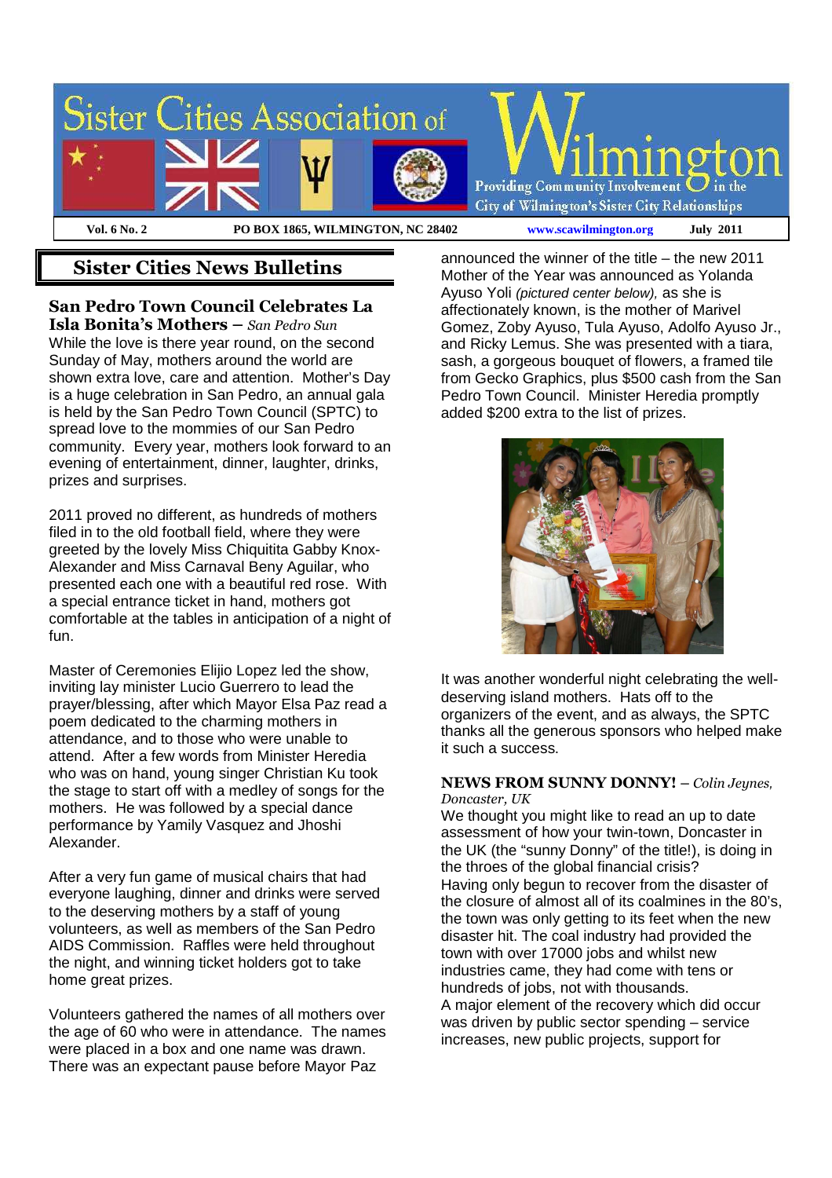# Sister Cities Association of Wilmington

Providing Community Involvement in the City of Wilmington's Sister City Relationships

**Vol. 6 No. 2** | **PO BOX 1865, WILMINGTON, NC 28402** | **www.scawilmington.org** | **July 2011**

## Sister Cities News Bulletins

### San Pedro Town Council Celebrates La Isla Bonita's Mothers – *San Pedro Sun*

While the love is there year round, on the second Sunday of May, mothers around the world are shown extra love, care and attention. Mother's Day is a huge celebration in San Pedro, an annual gala is held by the San Pedro Town Council (SPTC) to spread love to the mommies of our San Pedro community. Every year, mothers look forward to an evening of entertainment, dinner, laughter, drinks, prizes and surprises.

2011 proved no different, as hundreds of mothers filed in to the old football field, where they were greeted by the lovely Miss Chiquitita Gabby Knox-Alexander and Miss Carnaval Beny Aguilar, who presented each one with a beautiful red rose. With a special entrance ticket in hand, mothers got comfortable at the tables in anticipation of a night of fun.

Master of Ceremonies Elijio Lopez led the show, inviting lay minister Lucio Guerrero to lead the prayer/blessing, after which Mayor Elsa Paz read a poem dedicated to the charming mothers in attendance, and to those who were unable to attend. After a few words from Minister Heredia who was on hand, young singer Christian Ku took the stage to start off with a medley of songs for the mothers. He was followed by a special dance performance by Yamily Vasquez and Jhoshi Alexander.

After a very fun game of musical chairs that had everyone laughing, dinner and drinks were served to the deserving mothers by a staff of young volunteers, as well as members of the San Pedro AIDS Commission. Raffles were held throughout the night, and winning ticket holders got to take home great prizes.

Volunteers gathered the names of all mothers over the age of 60 who were in attendance. The names were placed in a box and one name was drawn. There was an expectant pause before Mayor Paz announced the winner of the title – the new 2011 Mother of the Year was announced as Yolanda Ayuso Yoli *(pictured center below)*, as she is affectionately known, is the mother of Marivel Gomez, Zoby Ayuso, Tula Ayuso, Adolfo Ayuso Jr., and Ricky Lemus. She was presented with a tiara, sash, a gorgeous bouquet of flowers, a framed tile from Gecko Graphics, plus $500 cash from the San Pedro Town Council. Minister Heredia promptly added $200 extra to the list of prizes.

It was another wonderful night celebrating the well-deserving island mothers. Hats off to the organizers of the event, and as always, the SPTC thanks all the generous sponsors who helped make it such a success.

### NEWS FROM SUNNY DONNY! – *Colin Jeynes, Doncaster, UK*

We thought you might like to read an up to date assessment of how your twin-town, Doncaster in the UK (the "sunny Donny" of the title!), is doing in the throes of the global financial crisis?

Having only begun to recover from the disaster of the closure of almost all of its coalmines in the 80's, the town was only getting to its feet when the new disaster hit. The coal industry had provided the town with over 17000 jobs and whilst new industries came, they had come with tens or hundreds of jobs, not with thousands.

A major element of the recovery which did occur was driven by public sector spending – service increases, new public projects, support for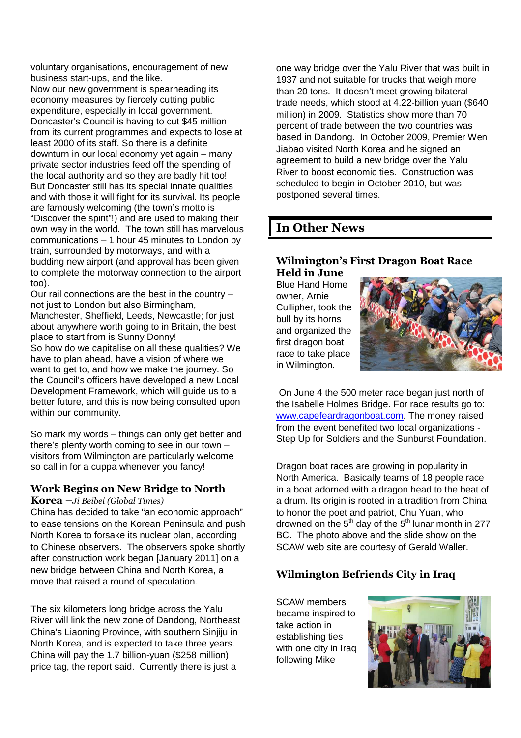voluntary organisations, encouragement of new business start-ups, and the like.

Now our new government is spearheading its economy measures by fiercely cutting public expenditure, especially in local government. Doncaster's Council is having to cut $45 million from its current programmes and expects to lose at least 2000 of its staff. So there is a definite downturn in our local economy yet again – many private sector industries feed off the spending of the local authority and so they are badly hit too! But Doncaster still has its special innate qualities and with those it will fight for its survival. Its people are famously welcoming (the town's motto is "Discover the spirit"!) and are used to making their own way in the world. The town still has marvelous communications – 1 hour 45 minutes to London by train, surrounded by motorways, and with a budding new airport (and approval has been given to complete the motorway connection to the airport too).

Our rail connections are the best in the country – not just to London but also Birmingham, Manchester, Sheffield, Leeds, Newcastle; for just about anywhere worth going to in Britain, the best place to start from is Sunny Donny!

So how do we capitalise on all these qualities? We have to plan ahead, have a vision of where we want to get to, and how we make the journey. So the Council's officers have developed a new Local Development Framework, which will guide us to a better future, and this is now being consulted upon within our community.

So mark my words – things can only get better and there's plenty worth coming to see in our town – visitors from Wilmington are particularly welcome so call in for a cuppa whenever you fancy!

### Work Begins on New Bridge to North Korea – *Ji Beibei (Global Times)*

China has decided to take "an economic approach" to ease tensions on the Korean Peninsula and push North Korea to forsake its nuclear plan, according to Chinese observers. The observers spoke shortly after construction work began [January 2011] on a new bridge between China and North Korea, a move that raised a round of speculation.

The six kilometers long bridge across the Yalu River will link the new zone of Dandong, Northeast China's Liaoning Province, with southern Sinjiju in North Korea, and is expected to take three years. China will pay the 1.7 billion-yuan ($258 million) price tag, the report said. Currently there is just a one way bridge over the Yalu River that was built in 1937 and not suitable for trucks that weigh more than 20 tons. It doesn't meet growing bilateral trade needs, which stood at 4.22-billion yuan ($640 million) in 2009. Statistics show more than 70 percent of trade between the two countries was based in Dandong. In October 2009, Premier Wen Jiabao visited North Korea and he signed an agreement to build a new bridge over the Yalu River to boost economic ties. Construction was scheduled to begin in October 2010, but was postponed several times.

## In Other News

### Wilmington's First Dragon Boat Race Held in June

Blue Hand Home owner, Arnie Cullipher, took the bull by its horns and organized the first dragon boat race to take place in Wilmington.

On June 4 the 500 meter race began just north of the Isabelle Holmes Bridge. For race results go to: www.capefeardragonboat.com. The money raised from the event benefited two local organizations - Step Up for Soldiers and the Sunburst Foundation.

Dragon boat races are growing in popularity in North America. Basically teams of 18 people race in a boat adorned with a dragon head to the beat of a drum. Its origin is rooted in a tradition from China to honor the poet and patriot, Chu Yuan, who drowned on the 5th day of the 5th lunar month in 277 BC. The photo above and the slide show on the SCAW web site are courtesy of Gerald Waller.

### Wilmington Befriends City in Iraq

SCAW members became inspired to take action in establishing ties with one city in Iraq following Mike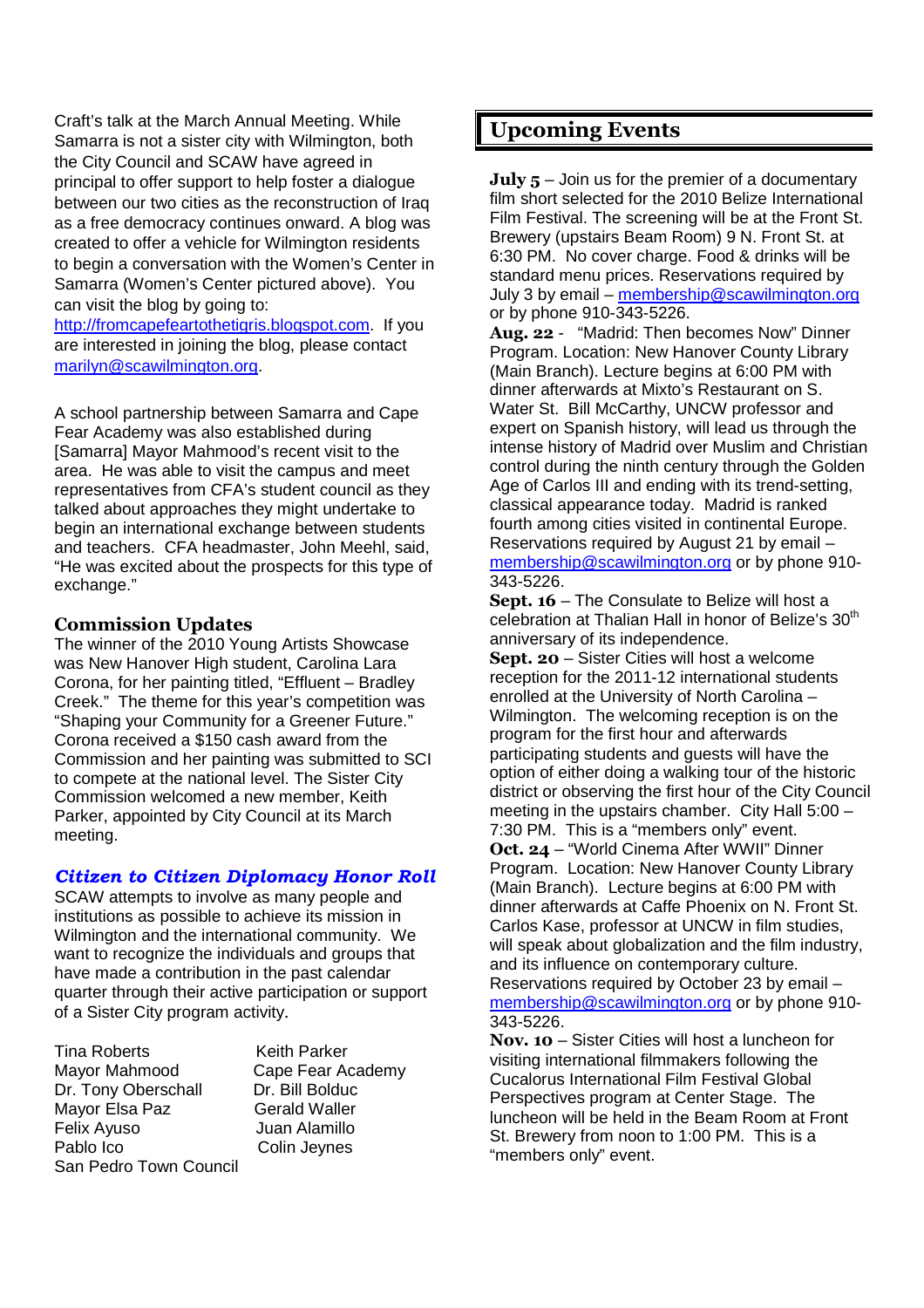Craft's talk at the March Annual Meeting. While Samarra is not a sister city with Wilmington, both the City Council and SCAW have agreed in principal to offer support to help foster a dialogue between our two cities as the reconstruction of Iraq as a free democracy continues onward. A blog was created to offer a vehicle for Wilmington residents to begin a conversation with the Women's Center in Samarra (Women's Center pictured above). You can visit the blog by going to: http://fromcapefeartothetigris.blogspot.com. If you are interested in joining the blog, please contact marilyn@scawilmington.org.

A school partnership between Samarra and Cape Fear Academy was also established during [Samarra] Mayor Mahmood's recent visit to the area. He was able to visit the campus and meet representatives from CFA's student council as they talked about approaches they might undertake to begin an international exchange between students and teachers. CFA headmaster, John Meehl, said, "He was excited about the prospects for this type of exchange."

### Commission Updates

The winner of the 2010 Young Artists Showcase was New Hanover High student, Carolina Lara Corona, for her painting titled, "Effluent – Bradley Creek." The theme for this year's competition was "Shaping your Community for a Greener Future." Corona received a $150 cash award from the Commission and her painting was submitted to SCI to compete at the national level. The Sister City Commission welcomed a new member, Keith Parker, appointed by City Council at its March meeting.

### *Citizen to Citizen Diplomacy Honor Roll*

SCAW attempts to involve as many people and institutions as possible to achieve its mission in Wilmington and the international community. We want to recognize the individuals and groups that have made a contribution in the past calendar quarter through their active participation or support of a Sister City program activity.

| | |
|---|---|
| Tina Roberts | Keith Parker |
| Mayor Mahmood | Cape Fear Academy |
| Dr. Tony Oberschall | Dr. Bill Bolduc |
| Mayor Elsa Paz | Gerald Waller |
| Felix Ayuso | Juan Alamillo |
| Pablo Ico | Colin Jeynes |
| San Pedro Town Council | |

## Upcoming Events

**July 5** – Join us for the premier of a documentary film short selected for the 2010 Belize International Film Festival. The screening will be at the Front St. Brewery (upstairs Beam Room) 9 N. Front St. at 6:30 PM. No cover charge. Food & drinks will be standard menu prices. Reservations required by July 3 by email – membership@scawilmington.org or by phone 910-343-5226.

**Aug. 22** - "Madrid: Then becomes Now" Dinner Program. Location: New Hanover County Library (Main Branch). Lecture begins at 6:00 PM with dinner afterwards at Mixto's Restaurant on S. Water St. Bill McCarthy, UNCW professor and expert on Spanish history, will lead us through the intense history of Madrid over Muslim and Christian control during the ninth century through the Golden Age of Carlos III and ending with its trend-setting, classical appearance today. Madrid is ranked fourth among cities visited in continental Europe. Reservations required by August 21 by email – membership@scawilmington.org or by phone 910-343-5226.

**Sept. 16** – The Consulate to Belize will host a celebration at Thalian Hall in honor of Belize's 30th anniversary of its independence.

**Sept. 20** – Sister Cities will host a welcome reception for the 2011-12 international students enrolled at the University of North Carolina – Wilmington. The welcoming reception is on the program for the first hour and afterwards participating students and guests will have the option of either doing a walking tour of the historic district or observing the first hour of the City Council meeting in the upstairs chamber. City Hall 5:00 – 7:30 PM. This is a "members only" event.

**Oct. 24** – "World Cinema After WWII" Dinner Program. Location: New Hanover County Library (Main Branch). Lecture begins at 6:00 PM with dinner afterwards at Caffe Phoenix on N. Front St. Carlos Kase, professor at UNCW in film studies, will speak about globalization and the film industry, and its influence on contemporary culture. Reservations required by October 23 by email – membership@scawilmington.org or by phone 910-343-5226.

**Nov. 10** – Sister Cities will host a luncheon for visiting international filmmakers following the Cucalorus International Film Festival Global Perspectives program at Center Stage. The luncheon will be held in the Beam Room at Front St. Brewery from noon to 1:00 PM. This is a "members only" event.